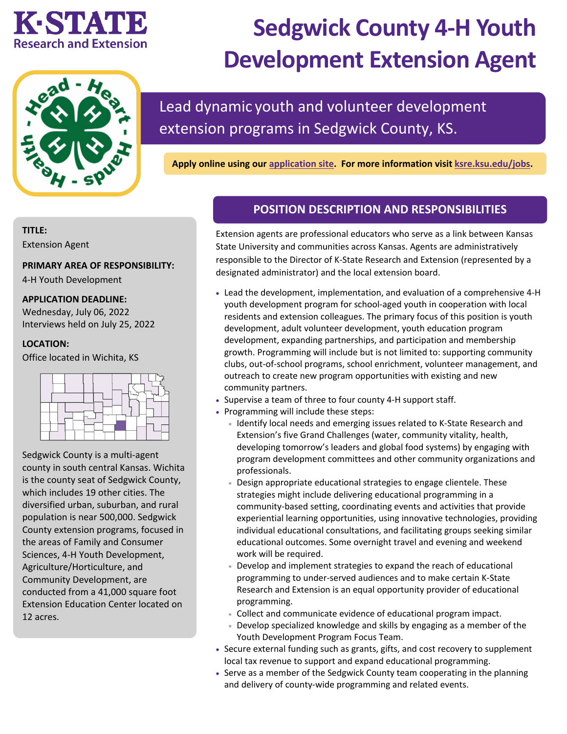K·STATE
Research and Extension

# Sedgwick County 4-H Youth Development Extension Agent

Lead dynamic youth and volunteer development extension programs in Sedgwick County, KS.

**Apply online using our application site. For more information visit ksre.ksu.edu/jobs.**

**TITLE:**
Extension Agent

**PRIMARY AREA OF RESPONSIBILITY:**
4-H Youth Development

**APPLICATION DEADLINE:**
Wednesday, July 06, 2022
Interviews held on July 25, 2022

**LOCATION:**
Office located in Wichita, KS

Sedgwick County is a multi-agent county in south central Kansas. Wichita is the county seat of Sedgwick County, which includes 19 other cities. The diversified urban, suburban, and rural population is near 500,000. Sedgwick County extension programs, focused in the areas of Family and Consumer Sciences, 4-H Youth Development, Agriculture/Horticulture, and Community Development, are conducted from a 41,000 square foot Extension Education Center located on 12 acres.

## POSITION DESCRIPTION AND RESPONSIBILITIES

Extension agents are professional educators who serve as a link between Kansas State University and communities across Kansas. Agents are administratively responsible to the Director of K-State Research and Extension (represented by a designated administrator) and the local extension board.

- Lead the development, implementation, and evaluation of a comprehensive 4-H youth development program for school-aged youth in cooperation with local residents and extension colleagues. The primary focus of this position is youth development, adult volunteer development, youth education program development, expanding partnerships, and participation and membership growth. Programming will include but is not limited to: supporting community clubs, out-of-school programs, school enrichment, volunteer management, and outreach to create new program opportunities with existing and new community partners.
- Supervise a team of three to four county 4-H support staff.
- Programming will include these steps:
  - Identify local needs and emerging issues related to K-State Research and Extension's five Grand Challenges (water, community vitality, health, developing tomorrow's leaders and global food systems) by engaging with program development committees and other community organizations and professionals.
  - Design appropriate educational strategies to engage clientele. These strategies might include delivering educational programming in a community-based setting, coordinating events and activities that provide experiential learning opportunities, using innovative technologies, providing individual educational consultations, and facilitating groups seeking similar educational outcomes. Some overnight travel and evening and weekend work will be required.
  - Develop and implement strategies to expand the reach of educational programming to under-served audiences and to make certain K-State Research and Extension is an equal opportunity provider of educational programming.
  - Collect and communicate evidence of educational program impact.
  - Develop specialized knowledge and skills by engaging as a member of the Youth Development Program Focus Team.
- Secure external funding such as grants, gifts, and cost recovery to supplement local tax revenue to support and expand educational programming.
- Serve as a member of the Sedgwick County team cooperating in the planning and delivery of county-wide programming and related events.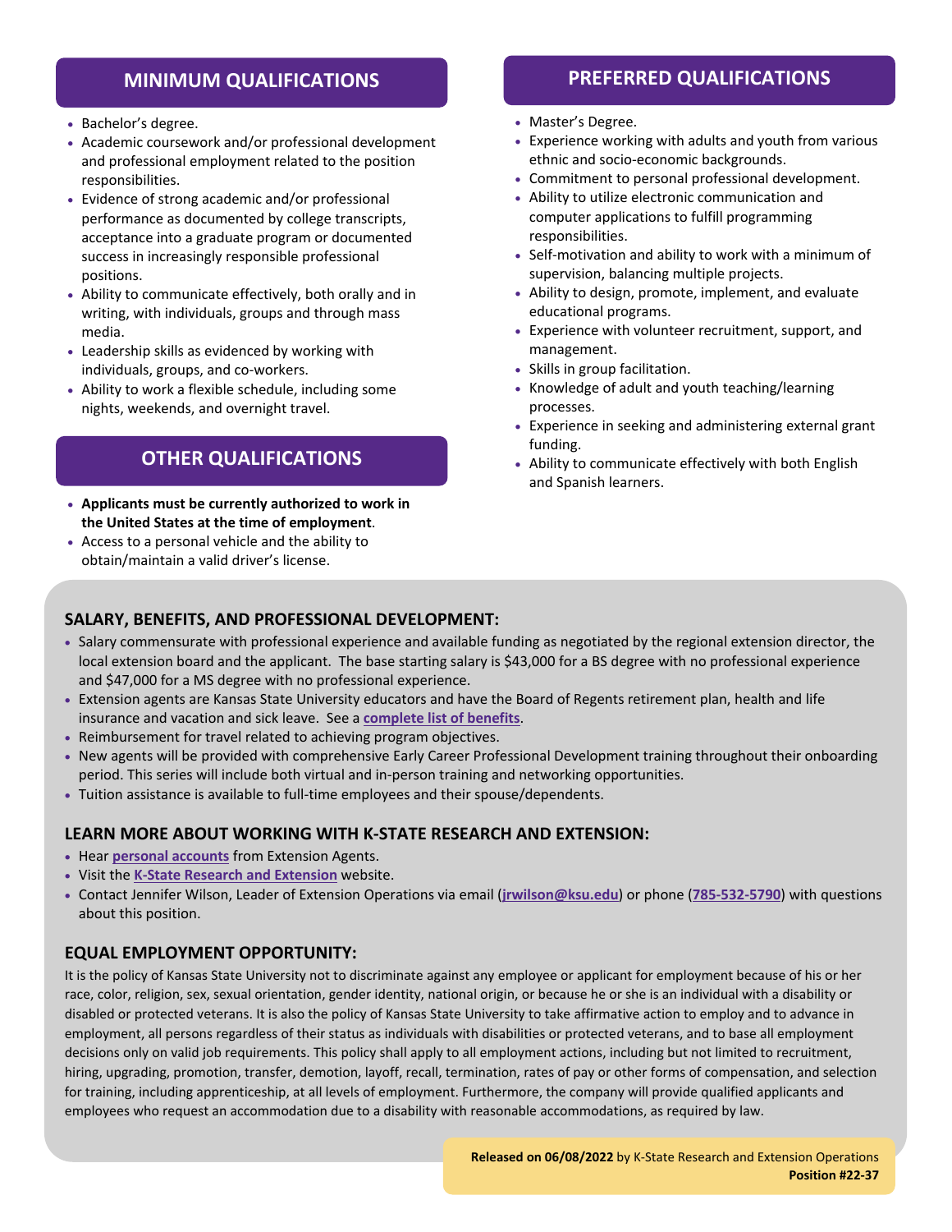## MINIMUM QUALIFICATIONS

- Bachelor's degree.
- Academic coursework and/or professional development and professional employment related to the position responsibilities.
- Evidence of strong academic and/or professional performance as documented by college transcripts, acceptance into a graduate program or documented success in increasingly responsible professional positions.
- Ability to communicate effectively, both orally and in writing, with individuals, groups and through mass media.
- Leadership skills as evidenced by working with individuals, groups, and co-workers.
- Ability to work a flexible schedule, including some nights, weekends, and overnight travel.

## OTHER QUALIFICATIONS

- **Applicants must be currently authorized to work in the United States at the time of employment**.
- Access to a personal vehicle and the ability to obtain/maintain a valid driver's license.

## PREFERRED QUALIFICATIONS

- Master's Degree.
- Experience working with adults and youth from various ethnic and socio-economic backgrounds.
- Commitment to personal professional development.
- Ability to utilize electronic communication and computer applications to fulfill programming responsibilities.
- Self-motivation and ability to work with a minimum of supervision, balancing multiple projects.
- Ability to design, promote, implement, and evaluate educational programs.
- Experience with volunteer recruitment, support, and management.
- Skills in group facilitation.
- Knowledge of adult and youth teaching/learning processes.
- Experience in seeking and administering external grant funding.
- Ability to communicate effectively with both English and Spanish learners.

### SALARY, BENEFITS, AND PROFESSIONAL DEVELOPMENT:

- Salary commensurate with professional experience and available funding as negotiated by the regional extension director, the local extension board and the applicant. The base starting salary is $43,000 for a BS degree with no professional experience and $47,000 for a MS degree with no professional experience.
- Extension agents are Kansas State University educators and have the Board of Regents retirement plan, health and life insurance and vacation and sick leave. See a **complete list of benefits**.
- Reimbursement for travel related to achieving program objectives.
- New agents will be provided with comprehensive Early Career Professional Development training throughout their onboarding period. This series will include both virtual and in-person training and networking opportunities.
- Tuition assistance is available to full-time employees and their spouse/dependents.

### LEARN MORE ABOUT WORKING WITH K-STATE RESEARCH AND EXTENSION:

- Hear **personal accounts** from Extension Agents.
- Visit the **K-State Research and Extension** website.
- Contact Jennifer Wilson, Leader of Extension Operations via email (**jrwilson@ksu.edu**) or phone (**785-532-5790**) with questions about this position.

### EQUAL EMPLOYMENT OPPORTUNITY:

It is the policy of Kansas State University not to discriminate against any employee or applicant for employment because of his or her race, color, religion, sex, sexual orientation, gender identity, national origin, or because he or she is an individual with a disability or disabled or protected veterans. It is also the policy of Kansas State University to take affirmative action to employ and to advance in employment, all persons regardless of their status as individuals with disabilities or protected veterans, and to base all employment decisions only on valid job requirements. This policy shall apply to all employment actions, including but not limited to recruitment, hiring, upgrading, promotion, transfer, demotion, layoff, recall, termination, rates of pay or other forms of compensation, and selection for training, including apprenticeship, at all levels of employment. Furthermore, the company will provide qualified applicants and employees who request an accommodation due to a disability with reasonable accommodations, as required by law.

**Released on 06/08/2022** by K-State Research and Extension Operations
**Position #22-37**